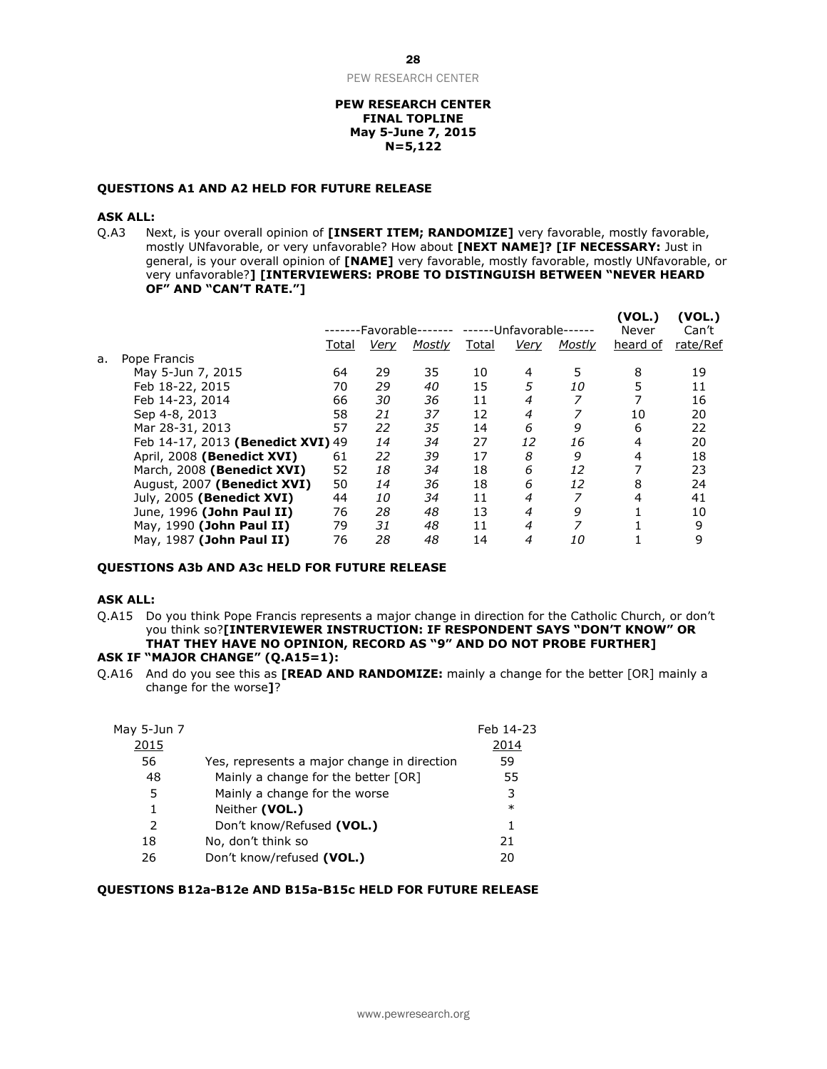**PEW RESEARCH CENTER**
**FINAL TOPLINE**
**May 5-June 7, 2015**
**N=5,122**

**QUESTIONS A1 AND A2 HELD FOR FUTURE RELEASE**

**ASK ALL:**

Q.A3 Next, is your overall opinion of **[INSERT ITEM; RANDOMIZE]** very favorable, mostly favorable, mostly UNfavorable, or very unfavorable? How about **[NEXT NAME]? [IF NECESSARY:** Just in general, is your overall opinion of **[NAME]** very favorable, mostly favorable, mostly UNfavorable, or very unfavorable?**] [INTERVIEWERS: PROBE TO DISTINGUISH BETWEEN "NEVER HEARD OF" AND "CAN'T RATE."]**

| | -------Favorable------- | | | ------Unfavorable------ | | | (VOL.) | (VOL.) |
|---|---|---|---|---|---|---|---|---|
| | Total | *Very* | *Mostly* | Total | *Very* | *Mostly* | Never heard of | Can't rate/Ref |
| a. Pope Francis | | | | | | | | |
| May 5-Jun 7, 2015 | 64 | 29 | 35 | 10 | 4 | 5 | 8 | 19 |
| Feb 18-22, 2015 | 70 | *29* | *40* | 15 | *5* | *10* | 5 | 11 |
| Feb 14-23, 2014 | 66 | *30* | *36* | 11 | *4* | *7* | 7 | 16 |
| Sep 4-8, 2013 | 58 | *21* | *37* | 12 | *4* | *7* | 10 | 20 |
| Mar 28-31, 2013 | 57 | *22* | *35* | 14 | *6* | *9* | 6 | 22 |
| Feb 14-17, 2013 **(Benedict XVI)** | 49 | *14* | *34* | 27 | *12* | *16* | 4 | 20 |
| April, 2008 **(Benedict XVI)** | 61 | *22* | *39* | 17 | *8* | *9* | 4 | 18 |
| March, 2008 **(Benedict XVI)** | 52 | *18* | *34* | 18 | *6* | *12* | 7 | 23 |
| August, 2007 **(Benedict XVI)** | 50 | *14* | *36* | 18 | *6* | *12* | 8 | 24 |
| July, 2005 **(Benedict XVI)** | 44 | *10* | *34* | 11 | *4* | *7* | 4 | 41 |
| June, 1996 **(John Paul II)** | 76 | *28* | *48* | 13 | *4* | *9* | 1 | 10 |
| May, 1990 **(John Paul II)** | 79 | *31* | *48* | 11 | *4* | *7* | 1 | 9 |
| May, 1987 **(John Paul II)** | 76 | *28* | *48* | 14 | *4* | *10* | 1 | 9 |

**QUESTIONS A3b AND A3c HELD FOR FUTURE RELEASE**

**ASK ALL:**

Q.A15 Do you think Pope Francis represents a major change in direction for the Catholic Church, or don't you think so?**[INTERVIEWER INSTRUCTION: IF RESPONDENT SAYS "DON'T KNOW" OR THAT THEY HAVE NO OPINION, RECORD AS "9" AND DO NOT PROBE FURTHER]**

**ASK IF "MAJOR CHANGE" (Q.A15=1):**

Q.A16 And do you see this as **[READ AND RANDOMIZE:** mainly a change for the better [OR] mainly a change for the worse**]**?

| May 5-Jun 7 2015 | | Feb 14-23 2014 |
|---|---|---|
| 56 | Yes, represents a major change in direction | 59 |
| 48 | Mainly a change for the better [OR] | 55 |
| 5 | Mainly a change for the worse | 3 |
| 1 | Neither **(VOL.)** | * |
| 2 | Don't know/Refused **(VOL.)** | 1 |
| 18 | No, don't think so | 21 |
| 26 | Don't know/refused **(VOL.)** | 20 |

**QUESTIONS B12a-B12e AND B15a-B15c HELD FOR FUTURE RELEASE**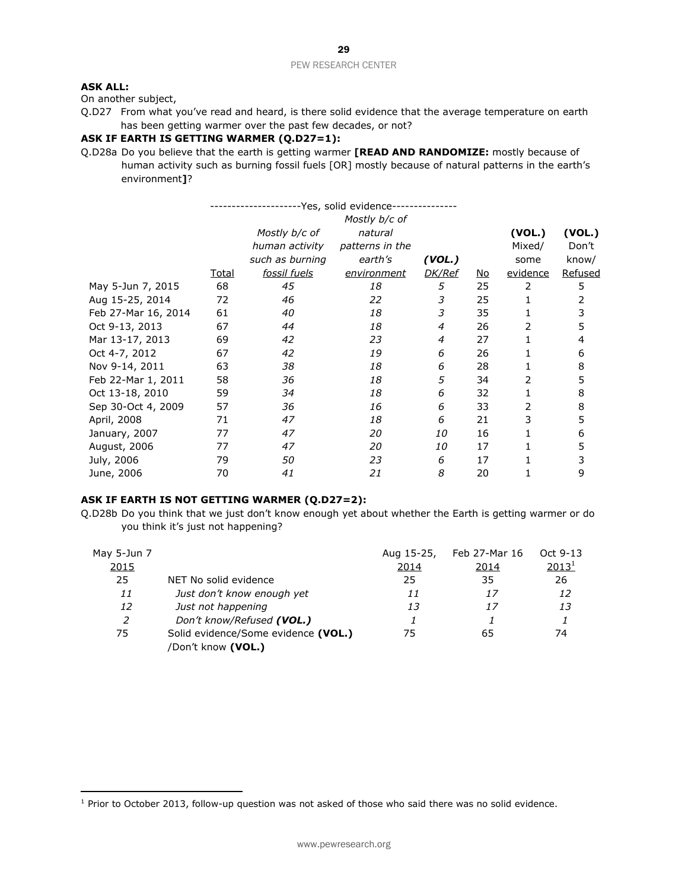**ASK ALL:**

On another subject,

Q.D27 From what you've read and heard, is there solid evidence that the average temperature on earth has been getting warmer over the past few decades, or not?

**ASK IF EARTH IS GETTING WARMER (Q.D27=1):**

Q.D28a Do you believe that the earth is getting warmer **[READ AND RANDOMIZE:** mostly because of human activity such as burning fossil fuels [OR] mostly because of natural patterns in the earth's environment**]**?

| | Yes, solid evidence | | | | | | |
|---|---|---|---|---|---|---|---|
| | Total | *Mostly b/c of human activity such as burning fossil fuels* | *Mostly b/c of natural patterns in the earth's environment* | *(VOL.) DK/Ref* | No | **(VOL.)** Mixed/ some evidence | **(VOL.)** Don't know/ Refused |
| May 5-Jun 7, 2015 | 68 | *45* | *18* | *5* | 25 | 2 | 5 |
| Aug 15-25, 2014 | 72 | *46* | *22* | *3* | 25 | 1 | 2 |
| Feb 27-Mar 16, 2014 | 61 | *40* | *18* | *3* | 35 | 1 | 3 |
| Oct 9-13, 2013 | 67 | *44* | *18* | *4* | 26 | 2 | 5 |
| Mar 13-17, 2013 | 69 | *42* | *23* | *4* | 27 | 1 | 4 |
| Oct 4-7, 2012 | 67 | *42* | *19* | *6* | 26 | 1 | 6 |
| Nov 9-14, 2011 | 63 | *38* | *18* | *6* | 28 | 1 | 8 |
| Feb 22-Mar 1, 2011 | 58 | *36* | *18* | *5* | 34 | 2 | 5 |
| Oct 13-18, 2010 | 59 | *34* | *18* | *6* | 32 | 1 | 8 |
| Sep 30-Oct 4, 2009 | 57 | *36* | *16* | *6* | 33 | 2 | 8 |
| April, 2008 | 71 | *47* | *18* | *6* | 21 | 3 | 5 |
| January, 2007 | 77 | *47* | *20* | *10* | 16 | 1 | 6 |
| August, 2006 | 77 | *47* | *20* | *10* | 17 | 1 | 5 |
| July, 2006 | 79 | *50* | *23* | *6* | 17 | 1 | 3 |
| June, 2006 | 70 | *41* | *21* | *8* | 20 | 1 | 9 |

**ASK IF EARTH IS NOT GETTING WARMER (Q.D27=2):**

Q.D28b Do you think that we just don't know enough yet about whether the Earth is getting warmer or do you think it's just not happening?

| May 5-Jun 7 2015 | | Aug 15-25, 2014 | Feb 27-Mar 16 2014 | Oct 9-13 2013[1] |
|---|---|---|---|---|
| 25 | NET No solid evidence | 25 | 35 | 26 |
| *11* | *Just don't know enough yet* | *11* | *17* | *12* |
| *12* | *Just not happening* | *13* | *17* | *13* |
| *2* | *Don't know/Refused **(VOL.)*** | *1* | *1* | *1* |
| 75 | Solid evidence/Some evidence **(VOL.)** /Don't know **(VOL.)** | 75 | 65 | 74 |

[1] Prior to October 2013, follow-up question was not asked of those who said there was no solid evidence.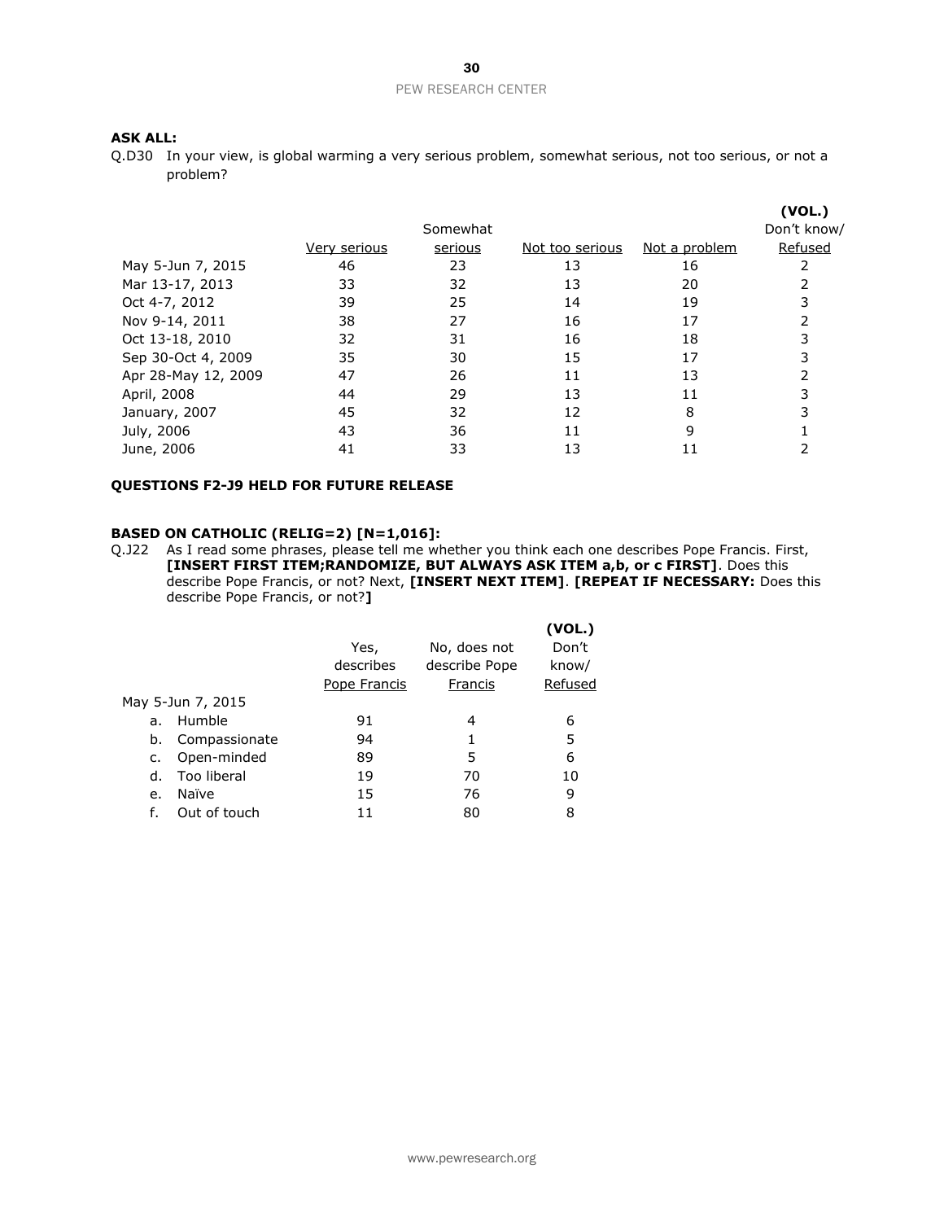**ASK ALL:**

Q.D30 In your view, is global warming a very serious problem, somewhat serious, not too serious, or not a problem?

| | Very serious | Somewhat serious | Not too serious | Not a problem | (VOL.) Don't know/ Refused |
|---|---|---|---|---|---|
| May 5-Jun 7, 2015 | 46 | 23 | 13 | 16 | 2 |
| Mar 13-17, 2013 | 33 | 32 | 13 | 20 | 2 |
| Oct 4-7, 2012 | 39 | 25 | 14 | 19 | 3 |
| Nov 9-14, 2011 | 38 | 27 | 16 | 17 | 2 |
| Oct 13-18, 2010 | 32 | 31 | 16 | 18 | 3 |
| Sep 30-Oct 4, 2009 | 35 | 30 | 15 | 17 | 3 |
| Apr 28-May 12, 2009 | 47 | 26 | 11 | 13 | 2 |
| April, 2008 | 44 | 29 | 13 | 11 | 3 |
| January, 2007 | 45 | 32 | 12 | 8 | 3 |
| July, 2006 | 43 | 36 | 11 | 9 | 1 |
| June, 2006 | 41 | 33 | 13 | 11 | 2 |

**QUESTIONS F2-J9 HELD FOR FUTURE RELEASE**

**BASED ON CATHOLIC (RELIG=2) [N=1,016]:**

Q.J22 As I read some phrases, please tell me whether you think each one describes Pope Francis. First, **[INSERT FIRST ITEM;RANDOMIZE, BUT ALWAYS ASK ITEM a,b, or c FIRST]**. Does this describe Pope Francis, or not? Next, **[INSERT NEXT ITEM]**. **[REPEAT IF NECESSARY:** Does this describe Pope Francis, or not?**]**

| | Yes, describes Pope Francis | No, does not describe Pope Francis | (VOL.) Don't know/ Refused |
|---|---|---|---|
| May 5-Jun 7, 2015 | | | |
| a. Humble | 91 | 4 | 6 |
| b. Compassionate | 94 | 1 | 5 |
| c. Open-minded | 89 | 5 | 6 |
| d. Too liberal | 19 | 70 | 10 |
| e. Naïve | 15 | 76 | 9 |
| f. Out of touch | 11 | 80 | 8 |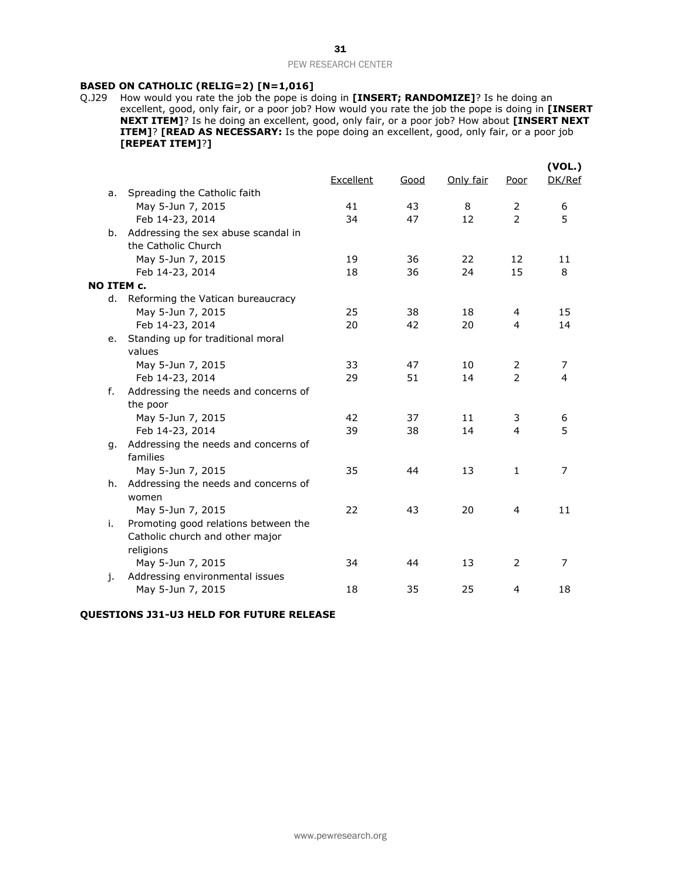**BASED ON CATHOLIC (RELIG=2) [N=1,016]**

Q.J29 How would you rate the job the pope is doing in **[INSERT; RANDOMIZE]**? Is he doing an excellent, good, only fair, or a poor job? How would you rate the job the pope is doing in **[INSERT NEXT ITEM]**? Is he doing an excellent, good, only fair, or a poor job? How about **[INSERT NEXT ITEM]**? **[READ AS NECESSARY:** Is the pope doing an excellent, good, only fair, or a poor job **[REPEAT ITEM]**?**]**

| | Excellent | Good | Only fair | Poor | (VOL.) DK/Ref |
|---|---|---|---|---|---|
| a. Spreading the Catholic faith | | | | | |
| May 5-Jun 7, 2015 | 41 | 43 | 8 | 2 | 6 |
| Feb 14-23, 2014 | 34 | 47 | 12 | 2 | 5 |
| b. Addressing the sex abuse scandal in the Catholic Church | | | | | |
| May 5-Jun 7, 2015 | 19 | 36 | 22 | 12 | 11 |
| Feb 14-23, 2014 | 18 | 36 | 24 | 15 | 8 |
| **NO ITEM c.** | | | | | |
| d. Reforming the Vatican bureaucracy | | | | | |
| May 5-Jun 7, 2015 | 25 | 38 | 18 | 4 | 15 |
| Feb 14-23, 2014 | 20 | 42 | 20 | 4 | 14 |
| e. Standing up for traditional moral values | | | | | |
| May 5-Jun 7, 2015 | 33 | 47 | 10 | 2 | 7 |
| Feb 14-23, 2014 | 29 | 51 | 14 | 2 | 4 |
| f. Addressing the needs and concerns of the poor | | | | | |
| May 5-Jun 7, 2015 | 42 | 37 | 11 | 3 | 6 |
| Feb 14-23, 2014 | 39 | 38 | 14 | 4 | 5 |
| g. Addressing the needs and concerns of families | | | | | |
| May 5-Jun 7, 2015 | 35 | 44 | 13 | 1 | 7 |
| h. Addressing the needs and concerns of women | | | | | |
| May 5-Jun 7, 2015 | 22 | 43 | 20 | 4 | 11 |
| i. Promoting good relations between the Catholic church and other major religions | | | | | |
| May 5-Jun 7, 2015 | 34 | 44 | 13 | 2 | 7 |
| j. Addressing environmental issues | | | | | |
| May 5-Jun 7, 2015 | 18 | 35 | 25 | 4 | 18 |

**QUESTIONS J31-U3 HELD FOR FUTURE RELEASE**